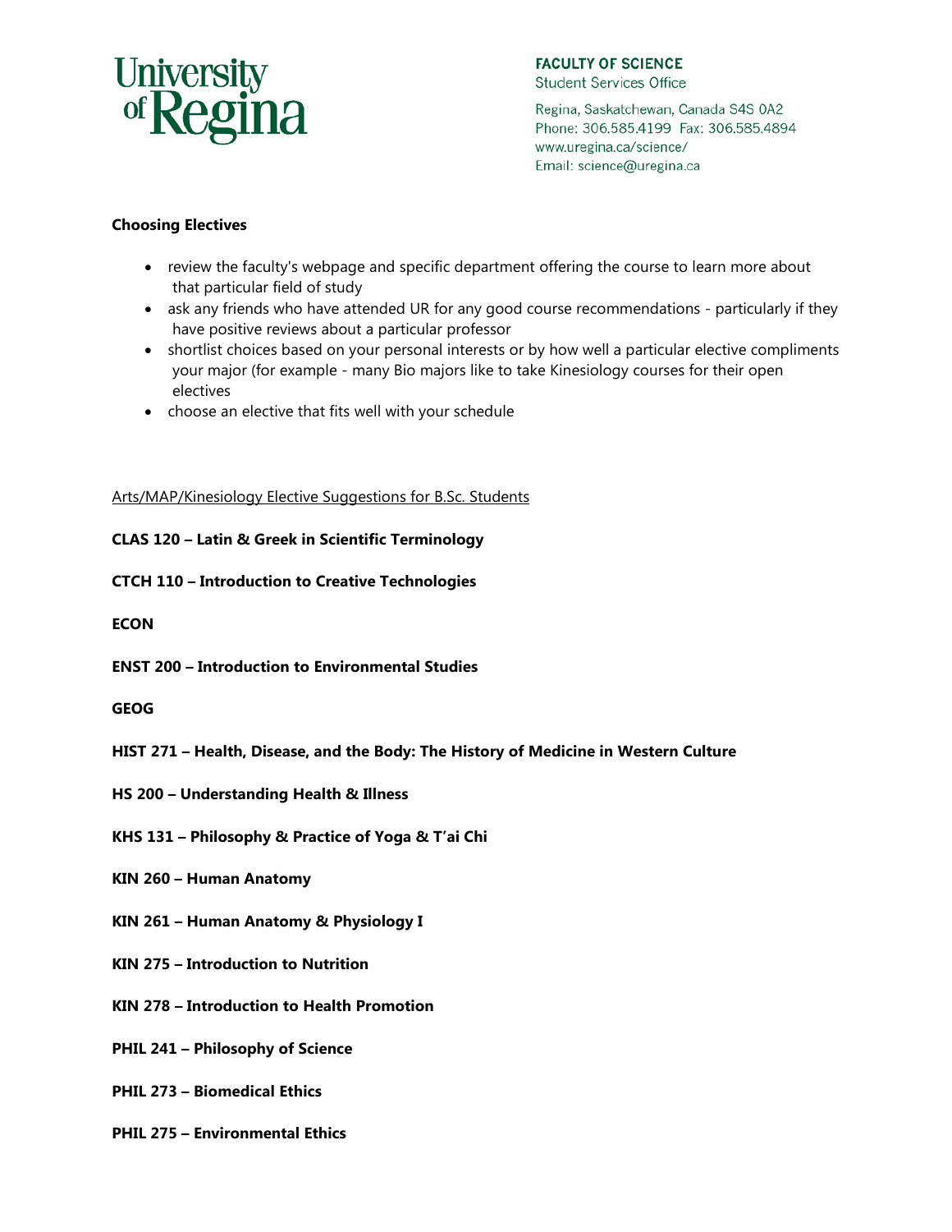University of Regina

**FACULTY OF SCIENCE**
Student Services Office

Regina, Saskatchewan, Canada S4S 0A2
Phone: 306.585.4199 Fax: 306.585.4894
www.uregina.ca/science/
Email: science@uregina.ca

**Choosing Electives**

- review the faculty's webpage and specific department offering the course to learn more about that particular field of study
- ask any friends who have attended UR for any good course recommendations - particularly if they have positive reviews about a particular professor
- shortlist choices based on your personal interests or by how well a particular elective compliments your major (for example - many Bio majors like to take Kinesiology courses for their open electives
- choose an elective that fits well with your schedule

Arts/MAP/Kinesiology Elective Suggestions for B.Sc. Students

**CLAS 120 – Latin & Greek in Scientific Terminology**

**CTCH 110 – Introduction to Creative Technologies**

**ECON**

**ENST 200 – Introduction to Environmental Studies**

**GEOG**

**HIST 271 – Health, Disease, and the Body: The History of Medicine in Western Culture**

**HS 200 – Understanding Health & Illness**

**KHS 131 – Philosophy & Practice of Yoga & T'ai Chi**

**KIN 260 – Human Anatomy**

**KIN 261 – Human Anatomy & Physiology I**

**KIN 275 – Introduction to Nutrition**

**KIN 278 – Introduction to Health Promotion**

**PHIL 241 – Philosophy of Science**

**PHIL 273 – Biomedical Ethics**

**PHIL 275 – Environmental Ethics**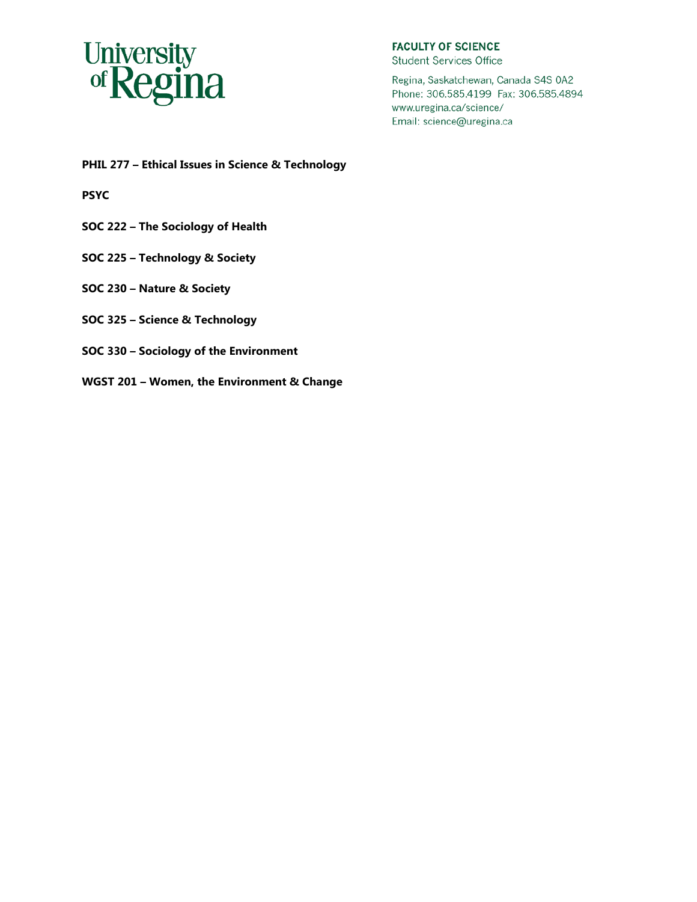**PHIL 277 – Ethical Issues in Science & Technology**

**PSYC**

**SOC 222 – The Sociology of Health**

**SOC 225 – Technology & Society**

**SOC 230 – Nature & Society**

**SOC 325 – Science & Technology**

**SOC 330 – Sociology of the Environment**

**WGST 201 – Women, the Environment & Change**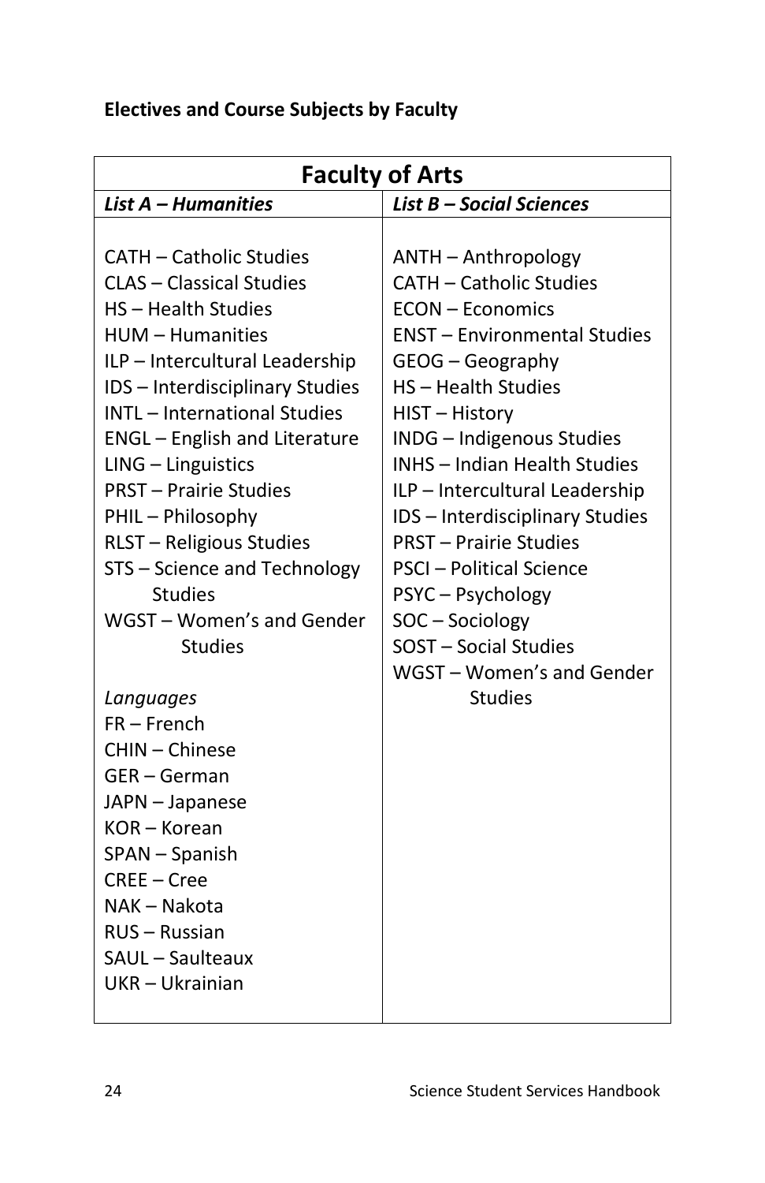**Electives and Course Subjects by Faculty**

| Faculty of Arts | |
|---|---|
| ***List A – Humanities*** | ***List B – Social Sciences*** |
| CATH – Catholic Studies | ANTH – Anthropology |
| CLAS – Classical Studies | CATH – Catholic Studies |
| HS – Health Studies | ECON – Economics |
| HUM – Humanities | ENST – Environmental Studies |
| ILP – Intercultural Leadership | GEOG – Geography |
| IDS – Interdisciplinary Studies | HS – Health Studies |
| INTL – International Studies | HIST – History |
| ENGL – English and Literature | INDG – Indigenous Studies |
| LING – Linguistics | INHS – Indian Health Studies |
| PRST – Prairie Studies | ILP – Intercultural Leadership |
| PHIL – Philosophy | IDS – Interdisciplinary Studies |
| RLST – Religious Studies | PRST – Prairie Studies |
| STS – Science and Technology Studies | PSCI – Political Science |
| WGST – Women's and Gender Studies | PSYC – Psychology |
| | SOC – Sociology |
| *Languages* | SOST – Social Studies |
| FR – French | WGST – Women's and Gender Studies |
| CHIN – Chinese | |
| GER – German | |
| JAPN – Japanese | |
| KOR – Korean | |
| SPAN – Spanish | |
| CREE – Cree | |
| NAK – Nakota | |
| RUS – Russian | |
| SAUL – Saulteaux | |
| UKR – Ukrainian | |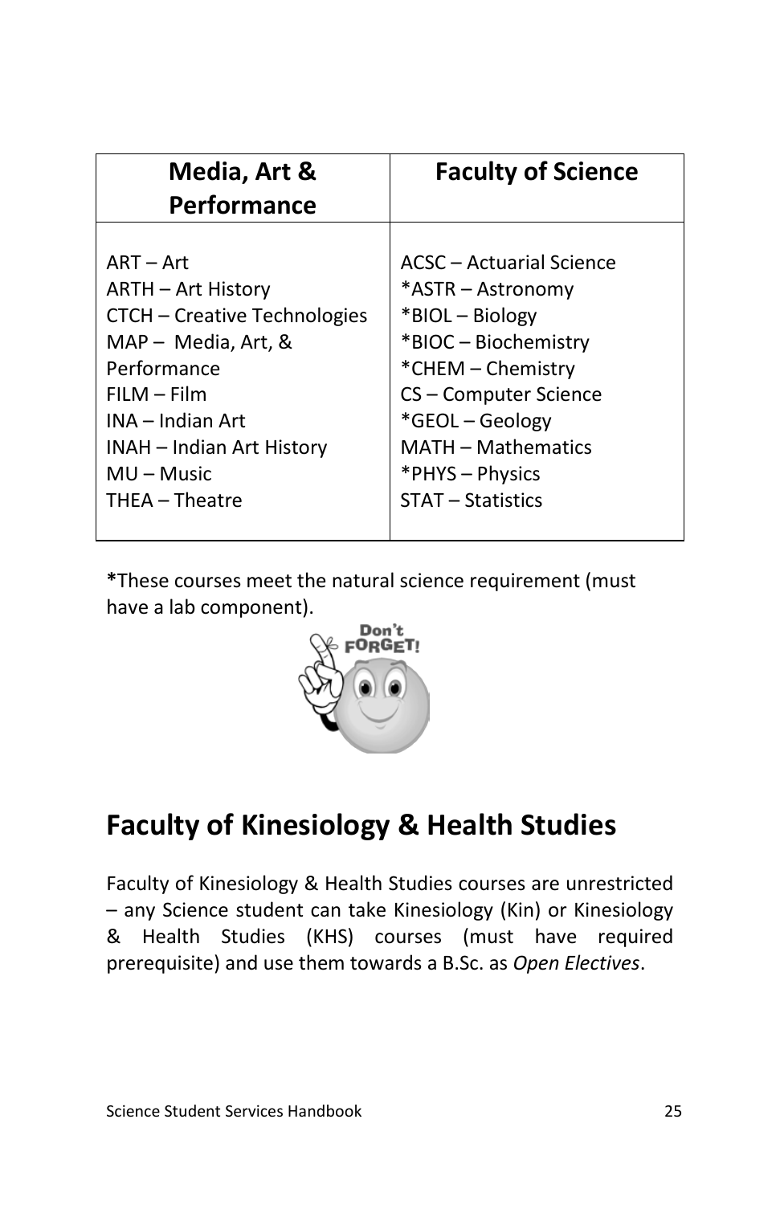| Media, Art & Performance | Faculty of Science |
| --- | --- |
| ART – Art<br>ARTH – Art History<br>CTCH – Creative Technologies<br>MAP – Media, Art, & Performance<br>FILM – Film<br>INA – Indian Art<br>INAH – Indian Art History<br>MU – Music<br>THEA – Theatre | ACSC – Actuarial Science<br>*ASTR – Astronomy<br>*BIOL – Biology<br>*BIOC – Biochemistry<br>*CHEM – Chemistry<br>CS – Computer Science<br>*GEOL – Geology<br>MATH – Mathematics<br>*PHYS – Physics<br>STAT – Statistics |

***These courses meet the natural science requirement (must have a lab component).**

## Faculty of Kinesiology & Health Studies

Faculty of Kinesiology & Health Studies courses are unrestricted – any Science student can take Kinesiology (Kin) or Kinesiology & Health Studies (KHS) courses (must have required prerequisite) and use them towards a B.Sc. as *Open Electives*.